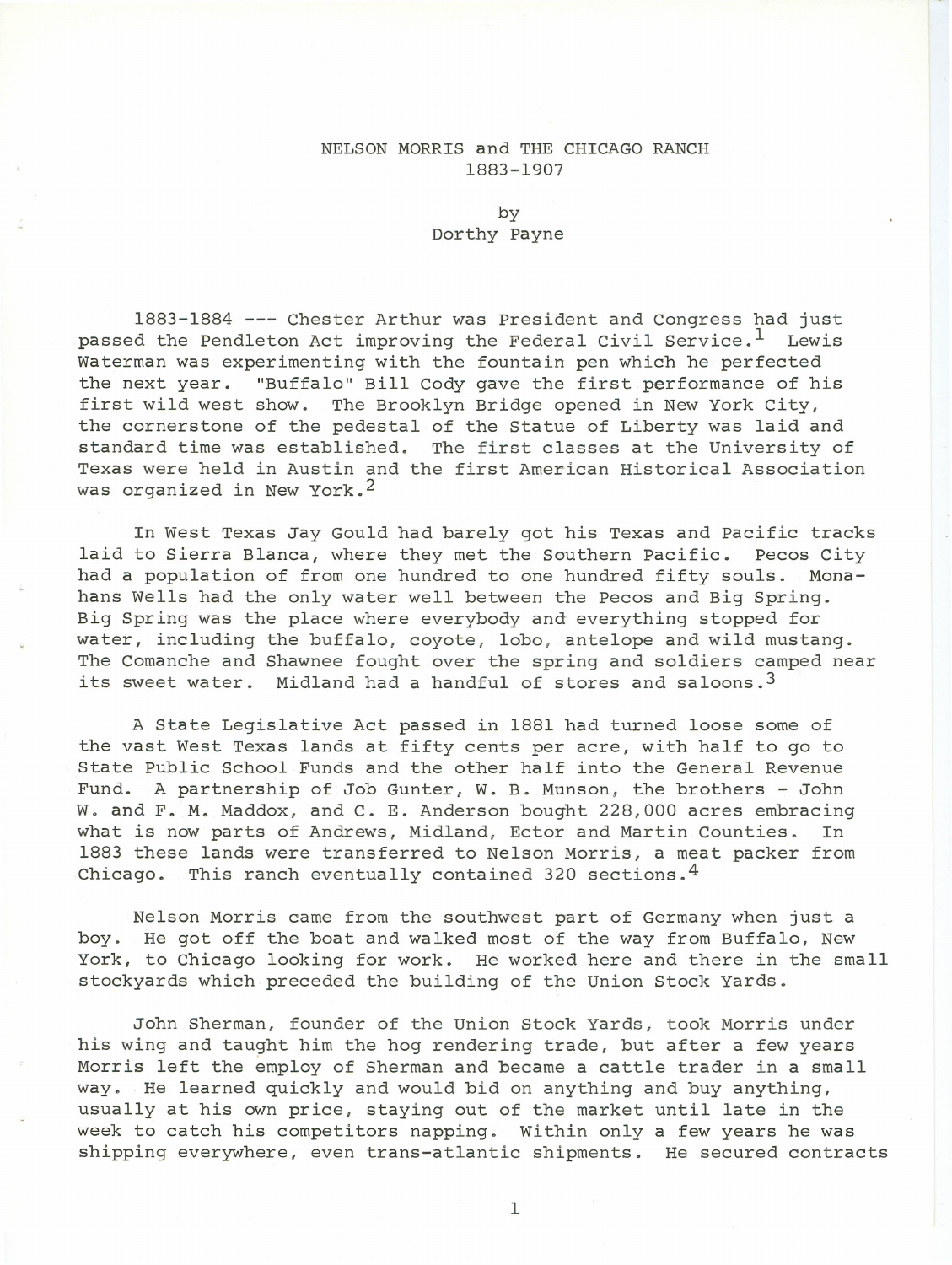# NELSON MORRIS and THE CHICAGO RANCH
## 1883-1907

by
Dorthy Payne

1883-1884 --- Chester Arthur was President and Congress had just passed the Pendleton Act improving the Federal Civil Service.[1] Lewis Waterman was experimenting with the fountain pen which he perfected the next year. "Buffalo" Bill Cody gave the first performance of his first wild west show. The Brooklyn Bridge opened in New York City, the cornerstone of the pedestal of the Statue of Liberty was laid and standard time was established. The first classes at the University of Texas were held in Austin and the first American Historical Association was organized in New York.[2]

In West Texas Jay Gould had barely got his Texas and Pacific tracks laid to Sierra Blanca, where they met the Southern Pacific. Pecos City had a population of from one hundred to one hundred fifty souls. Monahans Wells had the only water well between the Pecos and Big Spring. Big Spring was the place where everybody and everything stopped for water, including the buffalo, coyote, lobo, antelope and wild mustang. The Comanche and Shawnee fought over the spring and soldiers camped near its sweet water. Midland had a handful of stores and saloons.[3]

A State Legislative Act passed in 1881 had turned loose some of the vast West Texas lands at fifty cents per acre, with half to go to State Public School Funds and the other half into the General Revenue Fund. A partnership of Job Gunter, W. B. Munson, the brothers - John W. and F. M. Maddox, and C. E. Anderson bought 228,000 acres embracing what is now parts of Andrews, Midland, Ector and Martin Counties. In 1883 these lands were transferred to Nelson Morris, a meat packer from Chicago. This ranch eventually contained 320 sections.[4]

Nelson Morris came from the southwest part of Germany when just a boy. He got off the boat and walked most of the way from Buffalo, New York, to Chicago looking for work. He worked here and there in the small stockyards which preceded the building of the Union Stock Yards.

John Sherman, founder of the Union Stock Yards, took Morris under his wing and taught him the hog rendering trade, but after a few years Morris left the employ of Sherman and became a cattle trader in a small way. He learned quickly and would bid on anything and buy anything, usually at his own price, staying out of the market until late in the week to catch his competitors napping. Within only a few years he was shipping everywhere, even trans-atlantic shipments. He secured contracts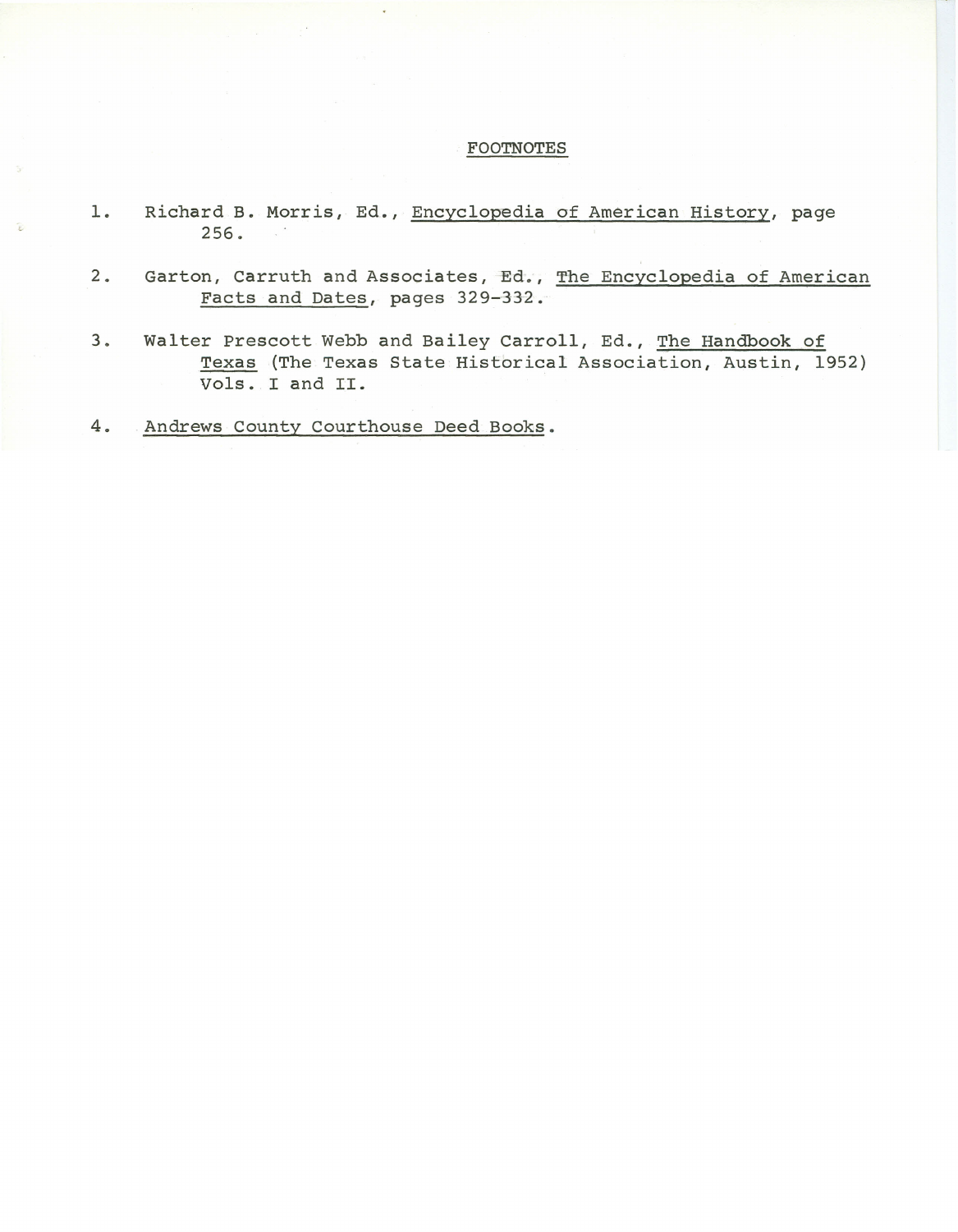## FOOTNOTES

1. Richard B. Morris, Ed., Encyclopedia of American History, page 256.

2. Garton, Carruth and Associates, Ed., The Encyclopedia of American Facts and Dates, pages 329-332.

3. Walter Prescott Webb and Bailey Carroll, Ed., The Handbook of Texas (The Texas State Historical Association, Austin, 1952) Vols. I and II.

4. Andrews County Courthouse Deed Books.